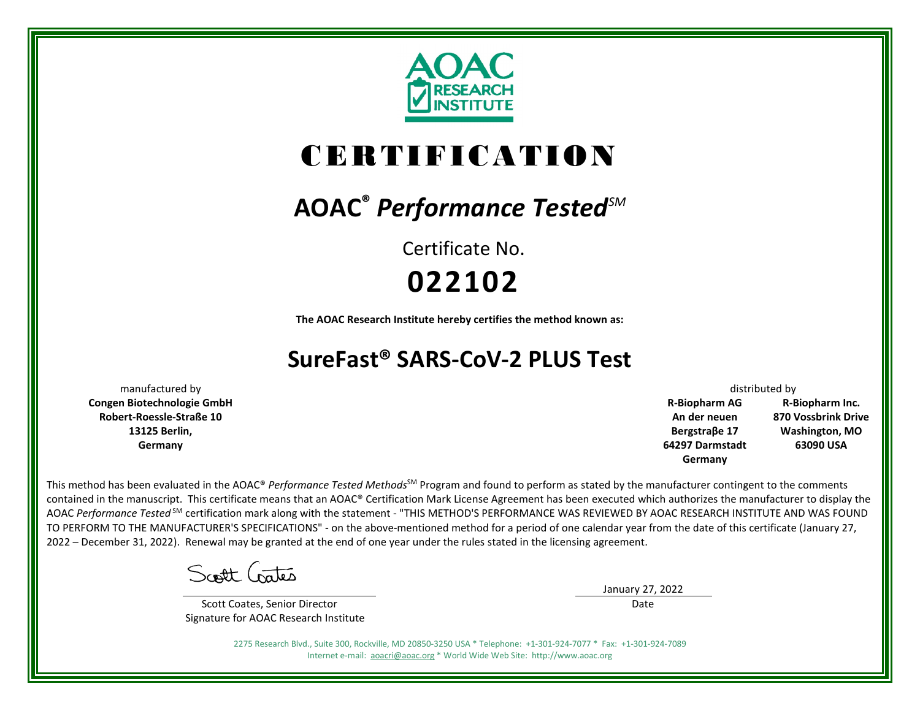AOAC RESEARCH INSTITUTE

# CERTIFICATION

## AOAC® *Performance Tested*℠

Certificate No.

**022102**

**The AOAC Research Institute hereby certifies the method known as:**

## SureFast® SARS-CoV-2 PLUS Test

manufactured by
**Congen Biotechnologie GmbH**
**Robert-Roessle-Straße 10**
**13125 Berlin,**
**Germany**

distributed by

**R-Biopharm AG**
**An der neuen**
**Bergstraβe 17**
**64297 Darmstadt**
**Germany**

**R-Biopharm Inc.**
**870 Vossbrink Drive**
**Washington, MO**
**63090 USA**

This method has been evaluated in the AOAC® *Performance Tested Methods*℠ Program and found to perform as stated by the manufacturer contingent to the comments contained in the manuscript. This certificate means that an AOAC® Certification Mark License Agreement has been executed which authorizes the manufacturer to display the AOAC *Performance Tested*℠ certification mark along with the statement - "THIS METHOD'S PERFORMANCE WAS REVIEWED BY AOAC RESEARCH INSTITUTE AND WAS FOUND TO PERFORM TO THE MANUFACTURER'S SPECIFICATIONS" - on the above-mentioned method for a period of one calendar year from the date of this certificate (January 27, 2022 – December 31, 2022). Renewal may be granted at the end of one year under the rules stated in the licensing agreement.

Scott Coates

Scott Coates, Senior Director
Signature for AOAC Research Institute

January 27, 2022
Date

2275 Research Blvd., Suite 300, Rockville, MD 20850-3250 USA * Telephone: +1-301-924-7077 * Fax: +1-301-924-7089
Internet e-mail: aoacri@aoac.org * World Wide Web Site: http://www.aoac.org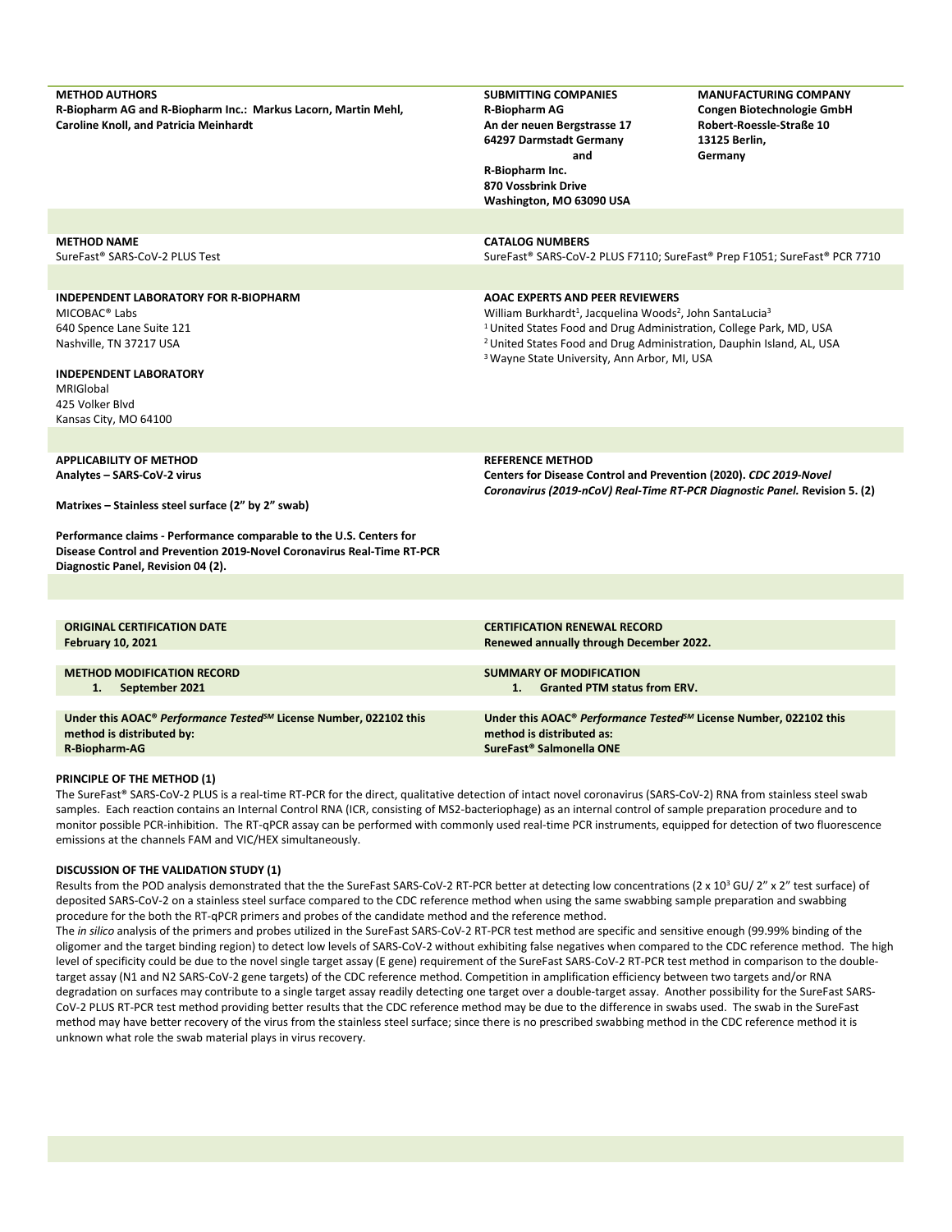**METHOD AUTHORS**
**R-Biopharm AG and R-Biopharm Inc.: Markus Lacorn, Martin Mehl, Caroline Knoll, and Patricia Meinhardt**

**SUBMITTING COMPANIES**
**R-Biopharm AG**
**An der neuen Bergstrasse 17**
**64297 Darmstadt Germany**
**and**
**R-Biopharm Inc.**
**870 Vossbrink Drive**
**Washington, MO 63090 USA**

**MANUFACTURING COMPANY**
**Congen Biotechnologie GmbH**
**Robert-Roessle-Straße 10**
**13125 Berlin,**
**Germany**

**METHOD NAME**
SureFast® SARS-CoV-2 PLUS Test

**CATALOG NUMBERS**
SureFast® SARS-CoV-2 PLUS F7110; SureFast® Prep F1051; SureFast® PCR 7710

**INDEPENDENT LABORATORY FOR R-BIOPHARM**
MICOBAC® Labs
640 Spence Lane Suite 121
Nashville, TN 37217 USA

**INDEPENDENT LABORATORY**
MRIGlobal
425 Volker Blvd
Kansas City, MO 64100

**AOAC EXPERTS AND PEER REVIEWERS**
William Burkhardt[1], Jacquelina Woods[2], John SantaLucia[3]
[1] United States Food and Drug Administration, College Park, MD, USA
[2] United States Food and Drug Administration, Dauphin Island, AL, USA
[3] Wayne State University, Ann Arbor, MI, USA

**APPLICABILITY OF METHOD**
**Analytes – SARS-CoV-2 virus**

**Matrixes – Stainless steel surface (2" by 2" swab)**

**Performance claims - Performance comparable to the U.S. Centers for Disease Control and Prevention 2019-Novel Coronavirus Real-Time RT-PCR Diagnostic Panel, Revision 04 (2).**

**REFERENCE METHOD**
**Centers for Disease Control and Prevention (2020). *CDC 2019-Novel Coronavirus (2019-nCoV) Real-Time RT-PCR Diagnostic Panel.* Revision 5. (2)**

**ORIGINAL CERTIFICATION DATE**
**February 10, 2021**

**CERTIFICATION RENEWAL RECORD**
**Renewed annually through December 2022.**

**METHOD MODIFICATION RECORD**
1. **September 2021**

**SUMMARY OF MODIFICATION**
1. **Granted PTM status from ERV.**

**Under this AOAC® *Performance Tested*SM License Number, 022102 this method is distributed by:**
**R-Biopharm-AG**

**Under this AOAC® *Performance Tested*SM License Number, 022102 this method is distributed as:**
**SureFast® Salmonella ONE**

## PRINCIPLE OF THE METHOD (1)

The SureFast® SARS-CoV-2 PLUS is a real-time RT-PCR for the direct, qualitative detection of intact novel coronavirus (SARS-CoV-2) RNA from stainless steel swab samples. Each reaction contains an Internal Control RNA (ICR, consisting of MS2-bacteriophage) as an internal control of sample preparation procedure and to monitor possible PCR-inhibition. The RT-qPCR assay can be performed with commonly used real-time PCR instruments, equipped for detection of two fluorescence emissions at the channels FAM and VIC/HEX simultaneously.

## DISCUSSION OF THE VALIDATION STUDY (1)

Results from the POD analysis demonstrated that the the SureFast SARS-CoV-2 RT-PCR better at detecting low concentrations ($2 \times 10^3$ GU/ 2" x 2" test surface) of deposited SARS-CoV-2 on a stainless steel surface compared to the CDC reference method when using the same swabbing sample preparation and swabbing procedure for the both the RT-qPCR primers and probes of the candidate method and the reference method.

The *in silico* analysis of the primers and probes utilized in the SureFast SARS-CoV-2 RT-PCR test method are specific and sensitive enough (99.99% binding of the oligomer and the target binding region) to detect low levels of SARS-CoV-2 without exhibiting false negatives when compared to the CDC reference method. The high level of specificity could be due to the novel single target assay (E gene) requirement of the SureFast SARS-CoV-2 RT-PCR test method in comparison to the double-target assay (N1 and N2 SARS-CoV-2 gene targets) of the CDC reference method. Competition in amplification efficiency between two targets and/or RNA degradation on surfaces may contribute to a single target assay readily detecting one target over a double-target assay. Another possibility for the SureFast SARS-CoV-2 PLUS RT-PCR test method providing better results that the CDC reference method may be due to the difference in swabs used. The swab in the SureFast method may have better recovery of the virus from the stainless steel surface; since there is no prescribed swabbing method in the CDC reference method it is unknown what role the swab material plays in virus recovery.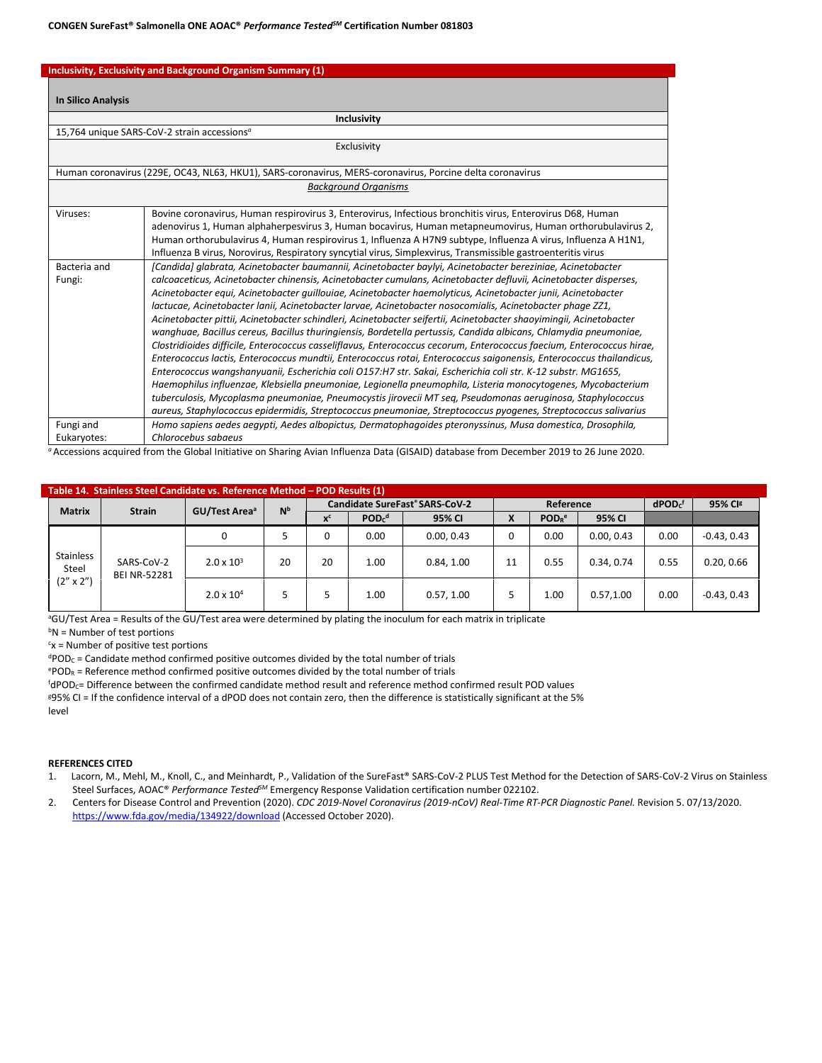**Inclusivity, Exclusivity and Background Organism Summary (1)**

| In Silico Analysis | |
|---|---|
| **Inclusivity** | |
| 15,764 unique SARS-CoV-2 strain accessions[a] | |
| Exclusivity | |
| Human coronavirus (229E, OC43, NL63, HKU1), SARS-coronavirus, MERS-coronavirus, Porcine delta coronavirus | |
| Background Organisms | |
| Viruses: | Bovine coronavirus, Human respirovirus 3, Enterovirus, Infectious bronchitis virus, Enterovirus D68, Human adenovirus 1, Human alphaherpesvirus 3, Human bocavirus, Human metapneumovirus, Human orthorubulavirus 2, Human orthorubulavirus 4, Human respirovirus 1, Influenza A H7N9 subtype, Influenza A virus, Influenza A H1N1, Influenza B virus, Norovirus, Respiratory syncytial virus, Simplexvirus, Transmissible gastroenteritis virus |
| Bacteria and Fungi: | *[Candida] glabrata, Acinetobacter baumannii, Acinetobacter baylyi, Acinetobacter bereziniae, Acinetobacter calcoaceticus, Acinetobacter chinensis, Acinetobacter cumulans, Acinetobacter defluvii, Acinetobacter disperses, Acinetobacter equi, Acinetobacter guillouiae, Acinetobacter haemolyticus, Acinetobacter junii, Acinetobacter lactucae, Acinetobacter lanii, Acinetobacter larvae, Acinetobacter nosocomialis, Acinetobacter phage ZZ1, Acinetobacter pittii, Acinetobacter schindleri, Acinetobacter seifertii, Acinetobacter shaoyimingii, Acinetobacter wanghuae, Bacillus cereus, Bacillus thuringiensis, Bordetella pertussis, Candida albicans, Chlamydia pneumoniae, Clostridioides difficile, Enterococcus casseliflavus, Enterococcus cecorum, Enterococcus faecium, Enterococcus hirae, Enterococcus lactis, Enterococcus mundtii, Enterococcus rotai, Enterococcus saigonensis, Enterococcus thailandicus, Enterococcus wangshanyuanii, Escherichia coli O157:H7 str. Sakai, Escherichia coli str. K-12 substr. MG1655, Haemophilus influenzae, Klebsiella pneumoniae, Legionella pneumophila, Listeria monocytogenes, Mycobacterium tuberculosis, Mycoplasma pneumoniae, Pneumocystis jirovecii MT seq, Pseudomonas aeruginosa, Staphylococcus aureus, Staphylococcus epidermidis, Streptococcus pneumoniae, Streptococcus pyogenes, Streptococcus salivarius* |
| Fungi and Eukaryotes: | *Homo sapiens aedes aegypti, Aedes albopictus, Dermatophagoides pteronyssinus, Musa domestica, Drosophila, Chlorocebus sabaeus* |

[a] Accessions acquired from the Global Initiative on Sharing Avian Influenza Data (GISAID) database from December 2019 to 26 June 2020.

**Table 14. Stainless Steel Candidate vs. Reference Method – POD Results (1)**

| Matrix | Strain | GU/Test Area[a] | N[b] | Candidate SureFast® SARS-CoV-2 | | | Reference | | | dPOD$_C$[f] | 95% CI[g] |
|---|---|---|---|---|---|---|---|---|---|---|---|
| | | | | x[c] | POD$_C$[d] | 95% CI | X | POD$_R$[e] | 95% CI | | |
| Stainless Steel (2" x 2") | SARS-CoV-2 BEI NR-52281 | 0 | 5 | 0 | 0.00 | 0.00, 0.43 | 0 | 0.00 | 0.00, 0.43 | 0.00 | -0.43, 0.43 |
| | | $2.0 \times 10^3$ | 20 | 20 | 1.00 | 0.84, 1.00 | 11 | 0.55 | 0.34, 0.74 | 0.55 | 0.20, 0.66 |
| | | $2.0 \times 10^4$ | 5 | 5 | 1.00 | 0.57, 1.00 | 5 | 1.00 | 0.57,1.00 | 0.00 | -0.43, 0.43 |

[a]GU/Test Area = Results of the GU/Test area were determined by plating the inoculum for each matrix in triplicate
[b]N = Number of test portions
[c]x = Number of positive test portions
[d]POD$_C$ = Candidate method confirmed positive outcomes divided by the total number of trials
[e]POD$_R$ = Reference method confirmed positive outcomes divided by the total number of trials
[f]dPOD$_C$= Difference between the confirmed candidate method result and reference method confirmed result POD values
[g]95% CI = If the confidence interval of a dPOD does not contain zero, then the difference is statistically significant at the 5% level

**REFERENCES CITED**

1. Lacorn, M., Mehl, M., Knoll, C., and Meinhardt, P., Validation of the SureFast® SARS-CoV-2 PLUS Test Method for the Detection of SARS-CoV-2 Virus on Stainless Steel Surfaces, AOAC® *Performance Tested*SM Emergency Response Validation certification number 022102.
2. Centers for Disease Control and Prevention (2020). *CDC 2019-Novel Coronavirus (2019-nCoV) Real-Time RT-PCR Diagnostic Panel.* Revision 5. 07/13/2020. https://www.fda.gov/media/134922/download (Accessed October 2020).